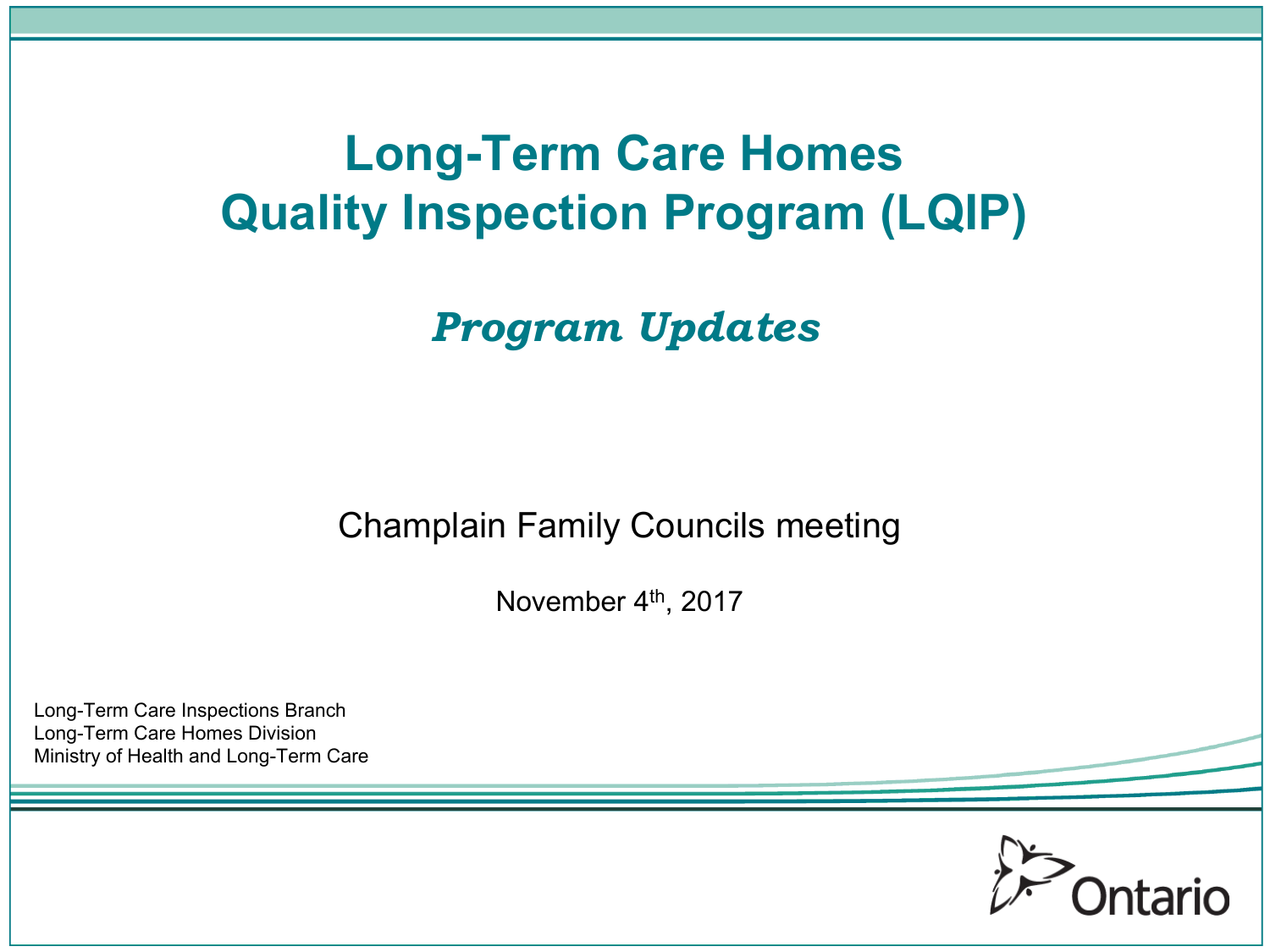# Long-Term Care Homes Quality Inspection Program (LQIP)

## *Program Updates*

Champlain Family Councils meeting

November 4th, 2017

Long-Term Care Inspections Branch
Long-Term Care Homes Division
Ministry of Health and Long-Term Care

Ontario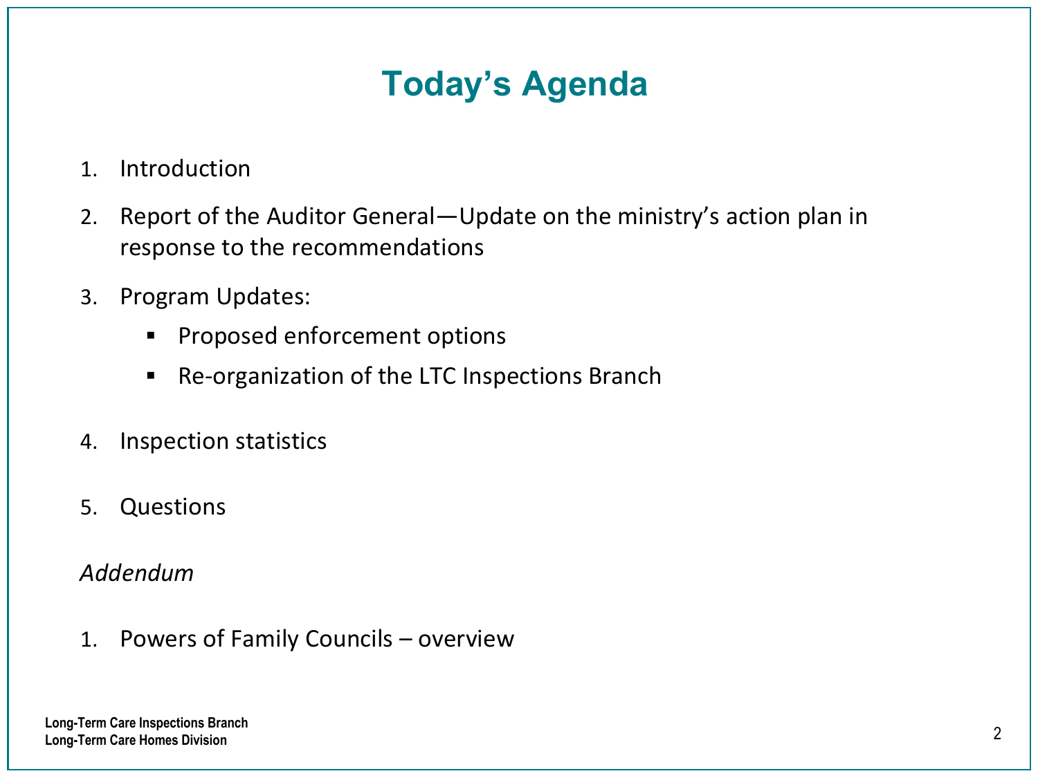# Today's Agenda

1. Introduction
2. Report of the Auditor General—Update on the ministry's action plan in response to the recommendations
3. Program Updates:
   - Proposed enforcement options
   - Re-organization of the LTC Inspections Branch
4. Inspection statistics
5. Questions

*Addendum*

1. Powers of Family Councils – overview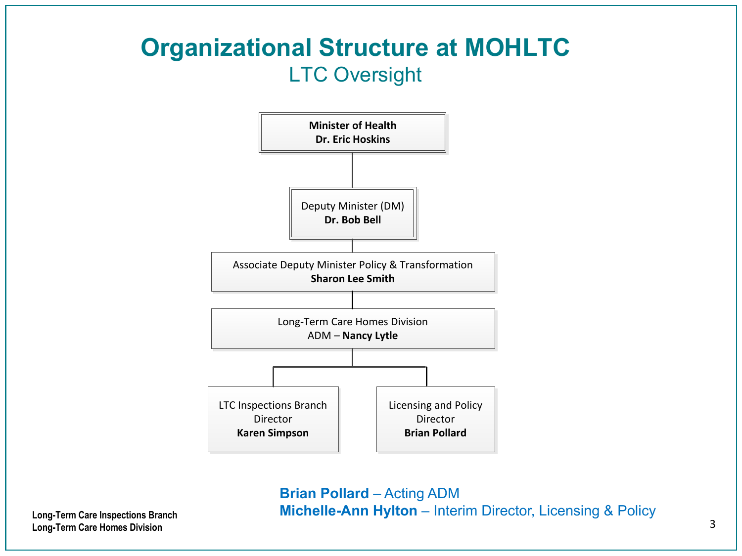# Organizational Structure at MOHLTC

## LTC Oversight

**Minister of Health**
**Dr. Eric Hoskins**

Deputy Minister (DM)
**Dr. Bob Bell**

Associate Deputy Minister Policy & Transformation
**Sharon Lee Smith**

Long-Term Care Homes Division
ADM – **Nancy Lytle**

- LTC Inspections Branch
  Director
  **Karen Simpson**
- Licensing and Policy
  Director
  **Brian Pollard**

**Brian Pollard** – Acting ADM
**Michelle-Ann Hylton** – Interim Director, Licensing & Policy

**Long-Term Care Inspections Branch**
**Long-Term Care Homes Division**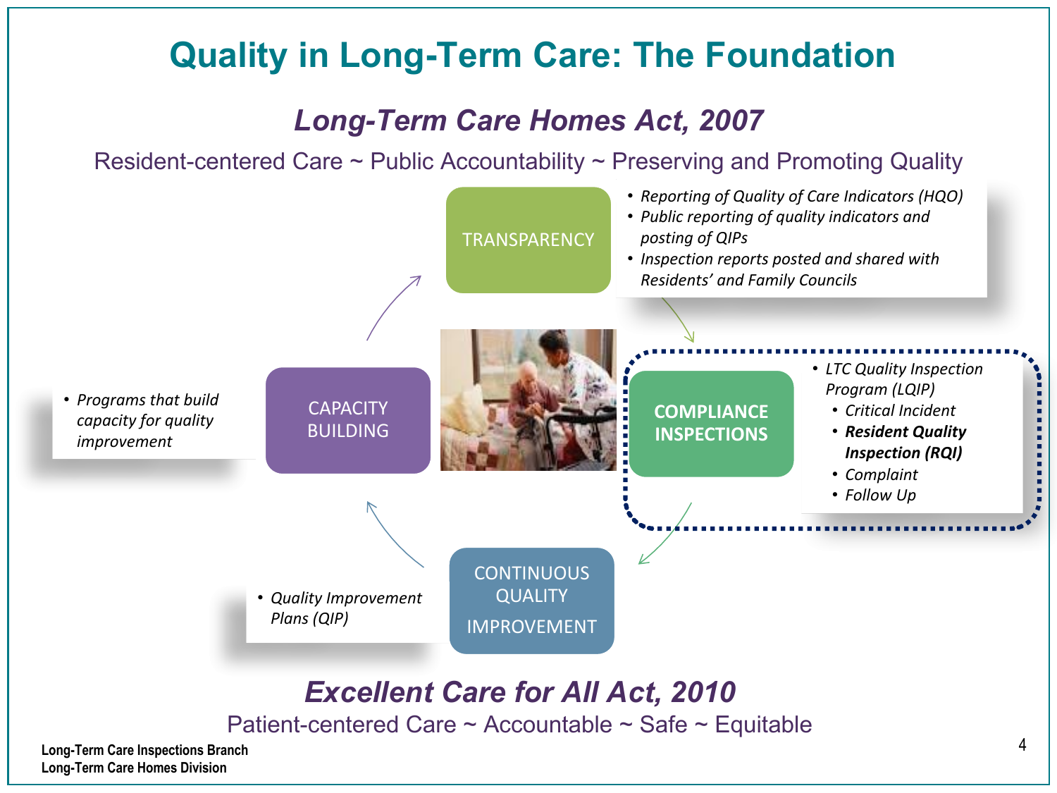# Quality in Long-Term Care: The Foundation

## *Long-Term Care Homes Act, 2007*

Resident-centered Care ~ Public Accountability ~ Preserving and Promoting Quality

### TRANSPARENCY

- *Reporting of Quality of Care Indicators (HQO)*
- *Public reporting of quality indicators and posting of QIPs*
- *Inspection reports posted and shared with Residents' and Family Councils*

### COMPLIANCE INSPECTIONS

- *LTC Quality Inspection Program (LQIP)*
  - *Critical Incident*
  - ***Resident Quality Inspection (RQI)***
  - *Complaint*
  - *Follow Up*

### CONTINUOUS QUALITY IMPROVEMENT

- *Quality Improvement Plans (QIP)*

### CAPACITY BUILDING

- *Programs that build capacity for quality improvement*

## *Excellent Care for All Act, 2010*

Patient-centered Care ~ Accountable ~ Safe ~ Equitable

**Long-Term Care Inspections Branch**
**Long-Term Care Homes Division**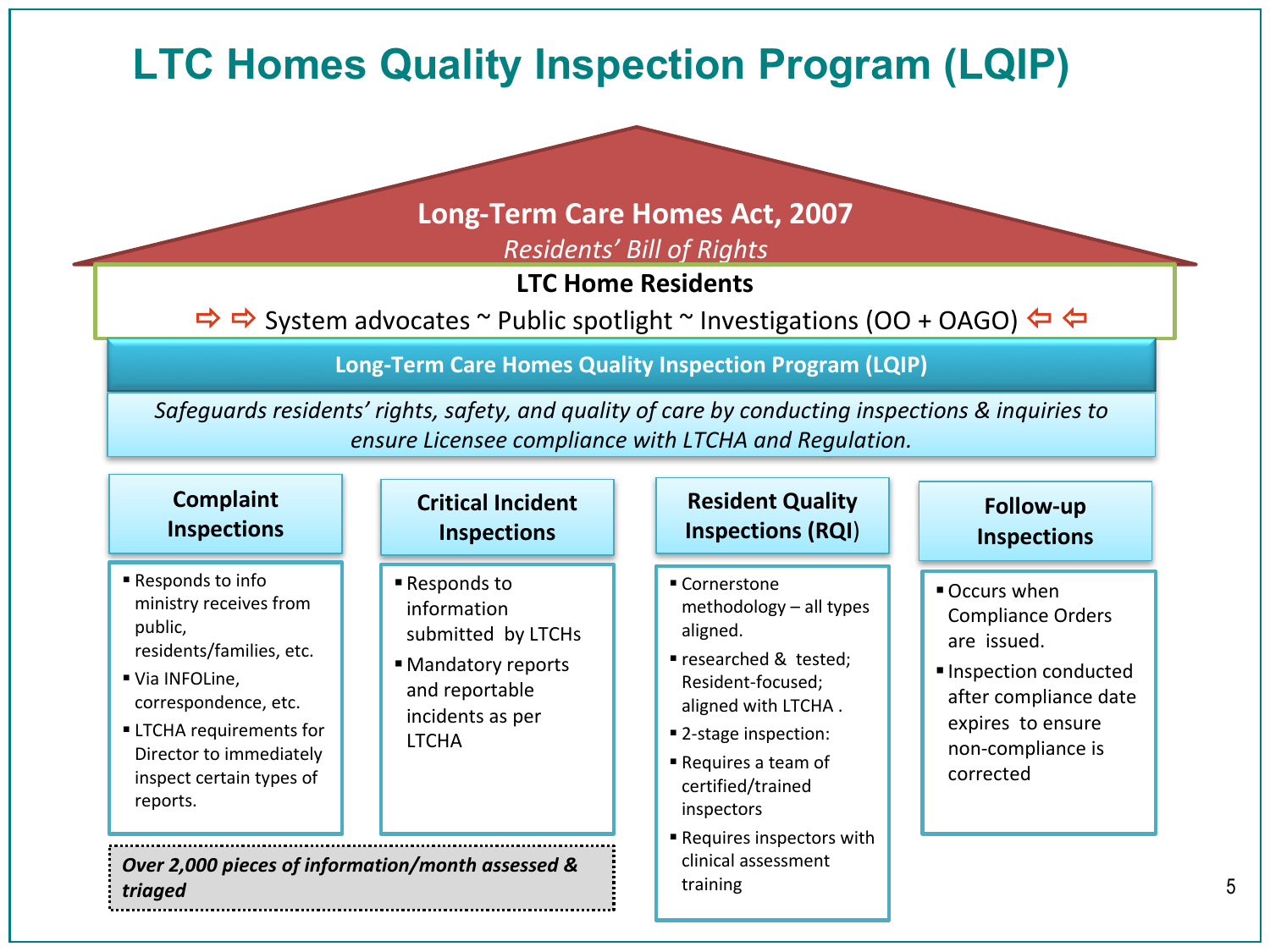# LTC Homes Quality Inspection Program (LQIP)

**Long-Term Care Homes Act, 2007**

*Residents' Bill of Rights*

**LTC Home Residents**

⇨ ⇨ System advocates ~ Public spotlight ~ Investigations (OO + OAGO) ⇦ ⇦

**Long-Term Care Homes Quality Inspection Program (LQIP)**

*Safeguards residents' rights, safety, and quality of care by conducting inspections & inquiries to ensure Licensee compliance with LTCHA and Regulation.*

## Complaint Inspections

- Responds to info ministry receives from public, residents/families, etc.
- Via INFOLine, correspondence, etc.
- LTCHA requirements for Director to immediately inspect certain types of reports.

## Critical Incident Inspections

- Responds to information submitted by LTCHs
- Mandatory reports and reportable incidents as per LTCHA

***Over 2,000 pieces of information/month assessed & triaged***

## Resident Quality Inspections (RQI)

- Cornerstone methodology – all types aligned.
- researched & tested; Resident-focused; aligned with LTCHA .
- 2-stage inspection:
- Requires a team of certified/trained inspectors
- Requires inspectors with clinical assessment training

## Follow-up Inspections

- Occurs when Compliance Orders are issued.
- Inspection conducted after compliance date expires to ensure non-compliance is corrected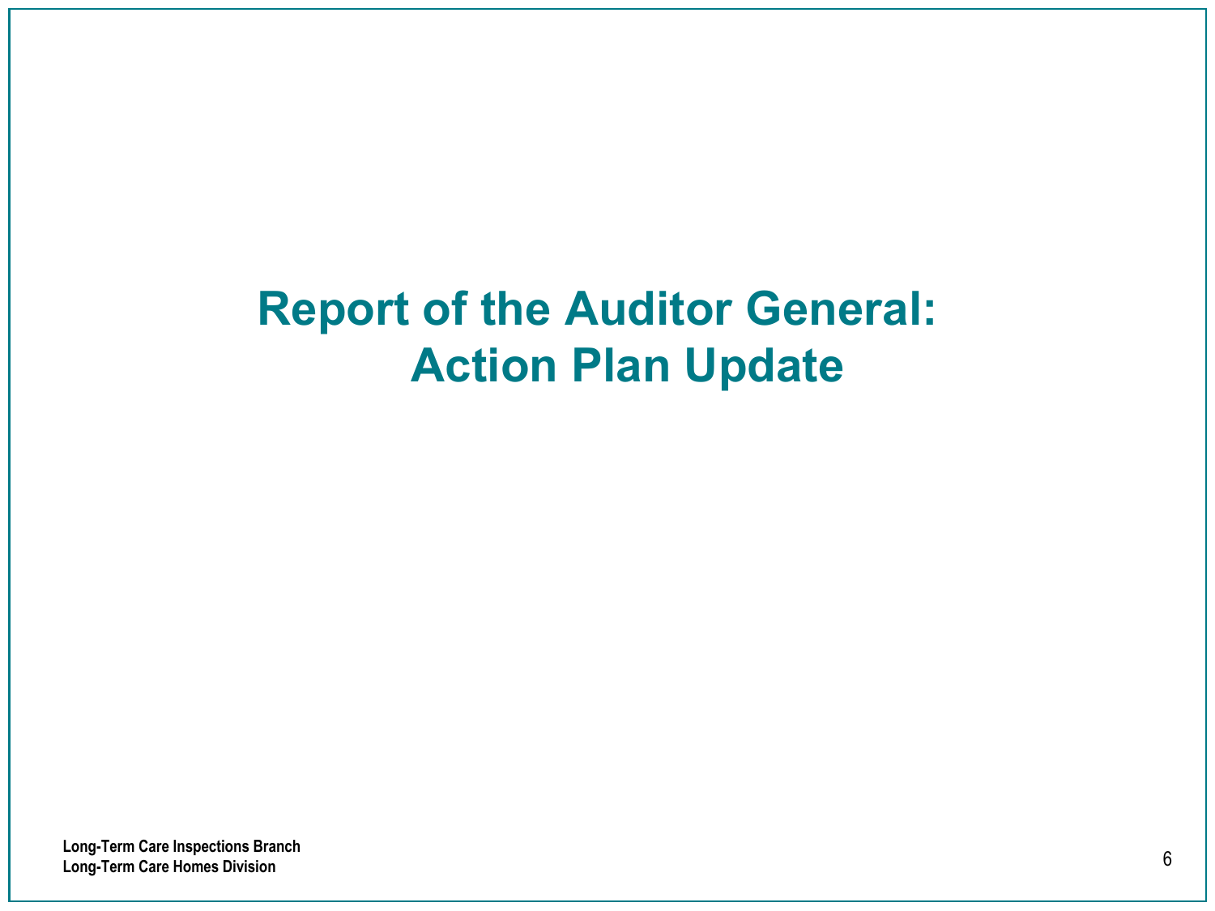# Report of the Auditor General: Action Plan Update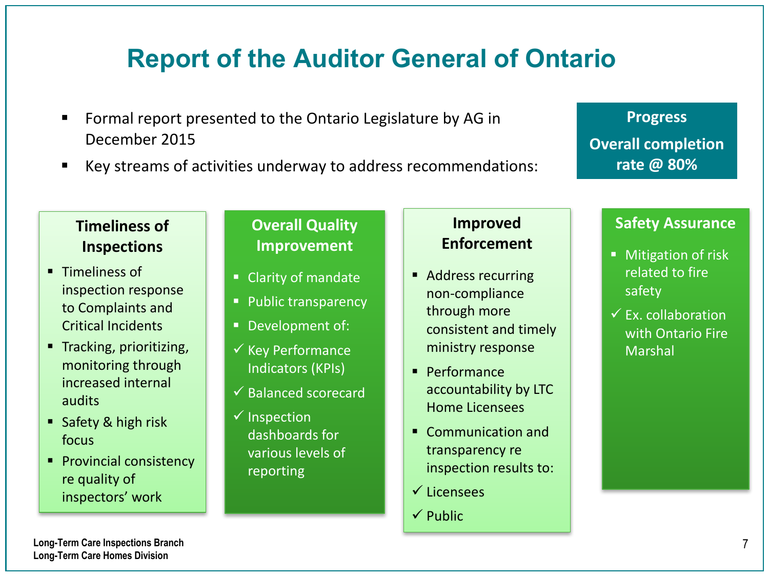# Report of the Auditor General of Ontario

- Formal report presented to the Ontario Legislature by AG in December 2015
- Key streams of activities underway to address recommendations:

**Progress**

**Overall completion rate @ 80%**

### Timeliness of Inspections

- Timeliness of inspection response to Complaints and Critical Incidents
- Tracking, prioritizing, monitoring through increased internal audits
- Safety & high risk focus
- Provincial consistency re quality of inspectors' work

### Overall Quality Improvement

- Clarity of mandate
- Public transparency
- Development of:
  - ✓ Key Performance Indicators (KPIs)
  - ✓ Balanced scorecard
  - ✓ Inspection dashboards for various levels of reporting

### Improved Enforcement

- Address recurring non-compliance through more consistent and timely ministry response
- Performance accountability by LTC Home Licensees
- Communication and transparency re inspection results to:
  - ✓ Licensees
  - ✓ Public

### Safety Assurance

- Mitigation of risk related to fire safety
  - ✓ Ex. collaboration with Ontario Fire Marshal

Long-Term Care Inspections Branch
Long-Term Care Homes Division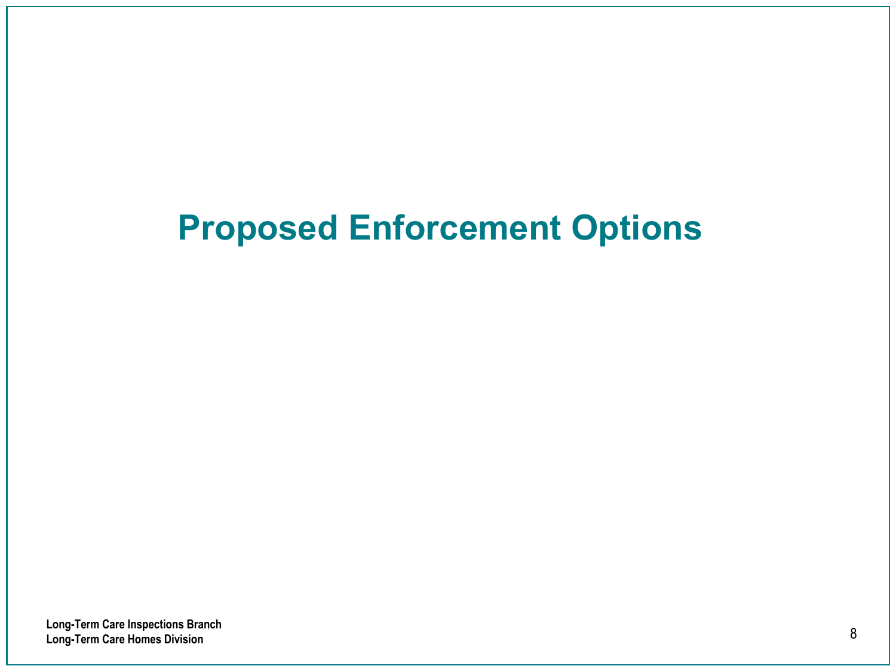# Proposed Enforcement Options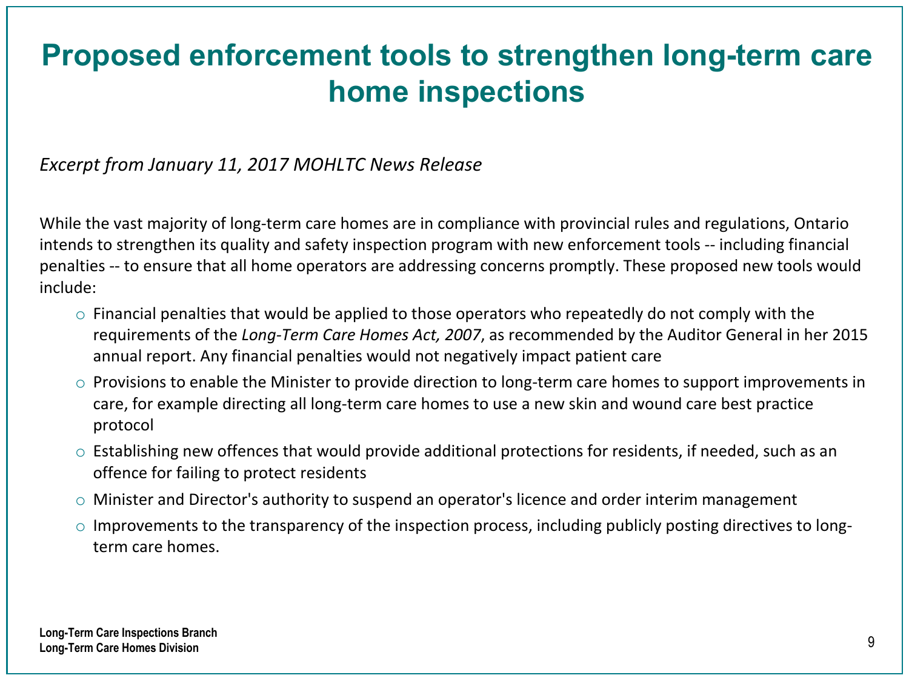# Proposed enforcement tools to strengthen long-term care home inspections

*Excerpt from January 11, 2017 MOHLTC News Release*

While the vast majority of long-term care homes are in compliance with provincial rules and regulations, Ontario intends to strengthen its quality and safety inspection program with new enforcement tools -- including financial penalties -- to ensure that all home operators are addressing concerns promptly. These proposed new tools would include:

- Financial penalties that would be applied to those operators who repeatedly do not comply with the requirements of the *Long-Term Care Homes Act, 2007*, as recommended by the Auditor General in her 2015 annual report. Any financial penalties would not negatively impact patient care
- Provisions to enable the Minister to provide direction to long-term care homes to support improvements in care, for example directing all long-term care homes to use a new skin and wound care best practice protocol
- Establishing new offences that would provide additional protections for residents, if needed, such as an offence for failing to protect residents
- Minister and Director's authority to suspend an operator's licence and order interim management
- Improvements to the transparency of the inspection process, including publicly posting directives to long-term care homes.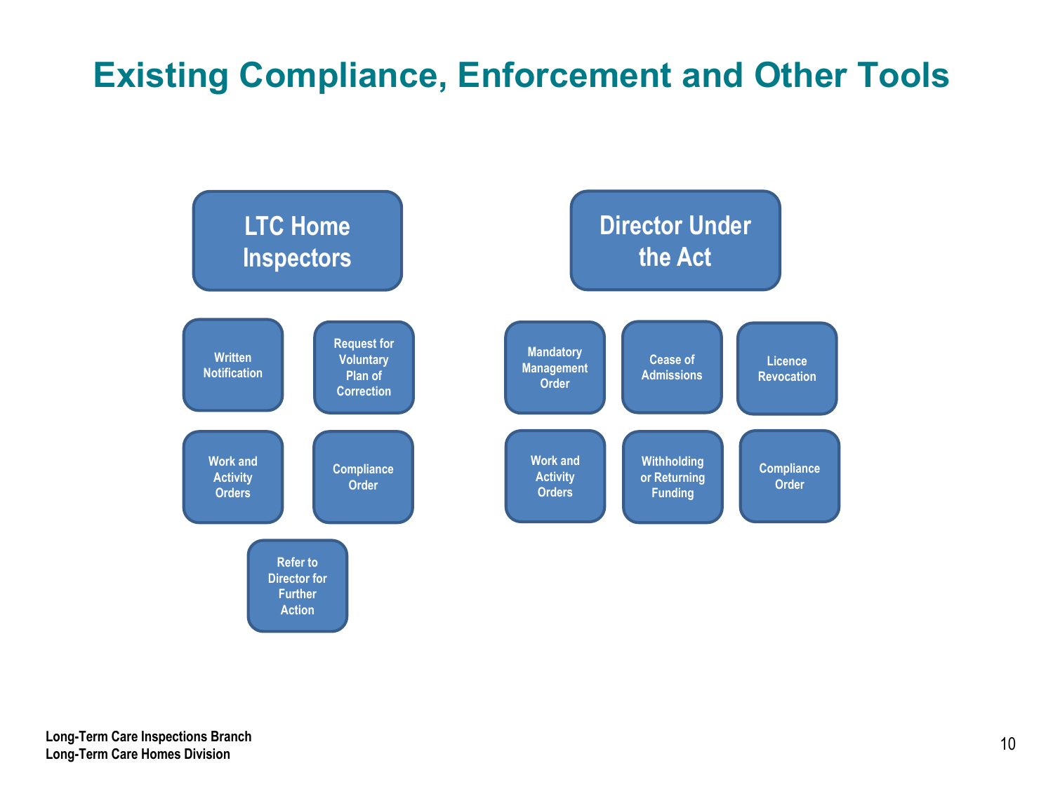# Existing Compliance, Enforcement and Other Tools

## LTC Home Inspectors

- Written Notification
- Request for Voluntary Plan of Correction
- Work and Activity Orders
- Compliance Order
- Refer to Director for Further Action

## Director Under the Act

- Mandatory Management Order
- Cease of Admissions
- Licence Revocation
- Work and Activity Orders
- Withholding or Returning Funding
- Compliance Order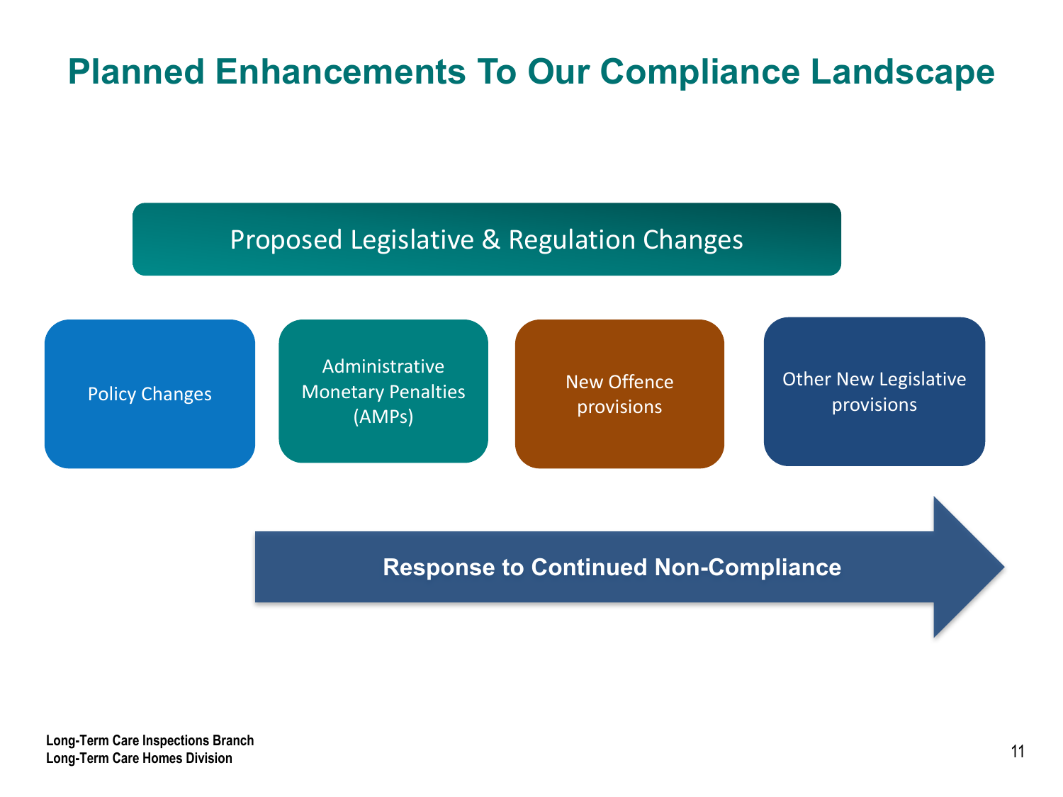# Planned Enhancements To Our Compliance Landscape

## Proposed Legislative & Regulation Changes

- Policy Changes
- Administrative Monetary Penalties (AMPs)
- New Offence provisions
- Other New Legislative provisions

**Response to Continued Non-Compliance**

**Long-Term Care Inspections Branch**
**Long-Term Care Homes Division**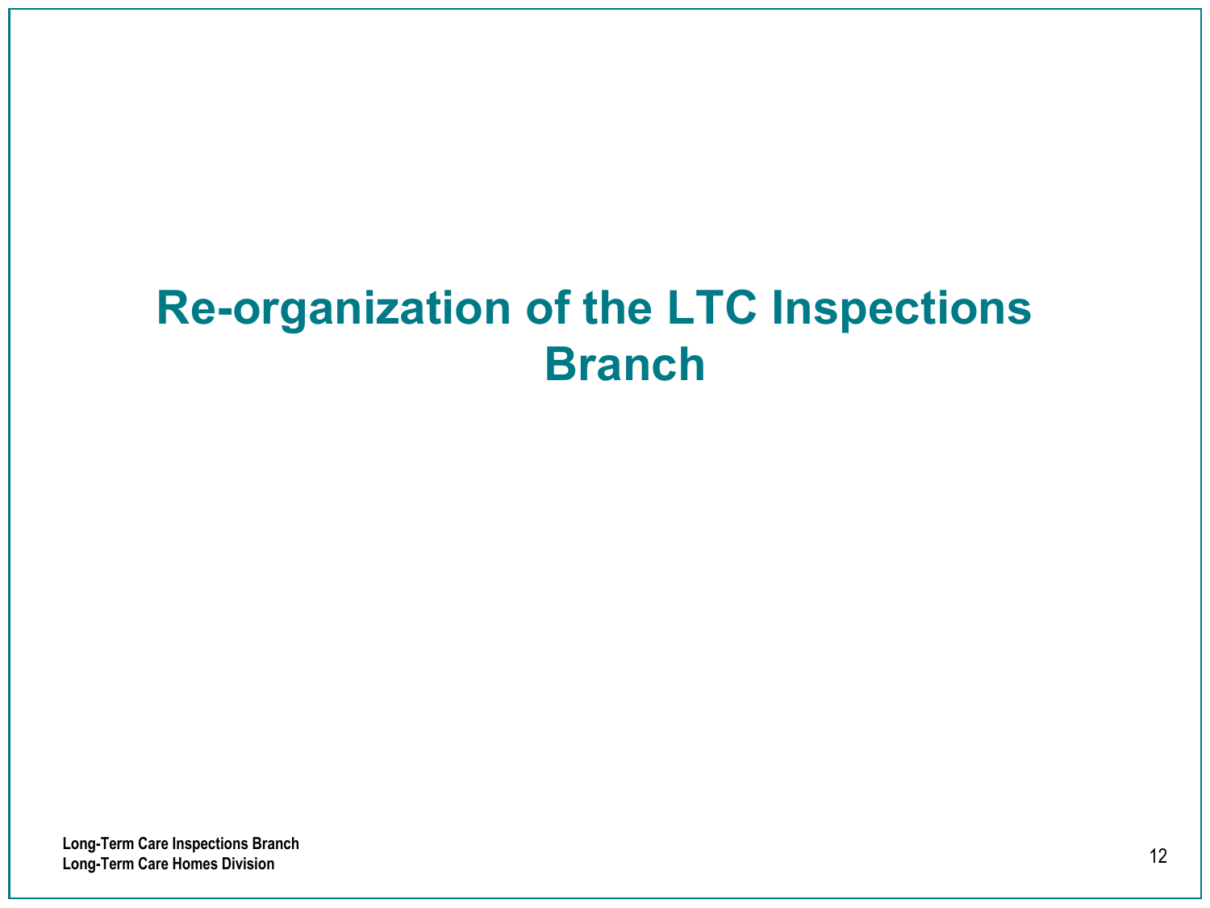# Re-organization of the LTC Inspections Branch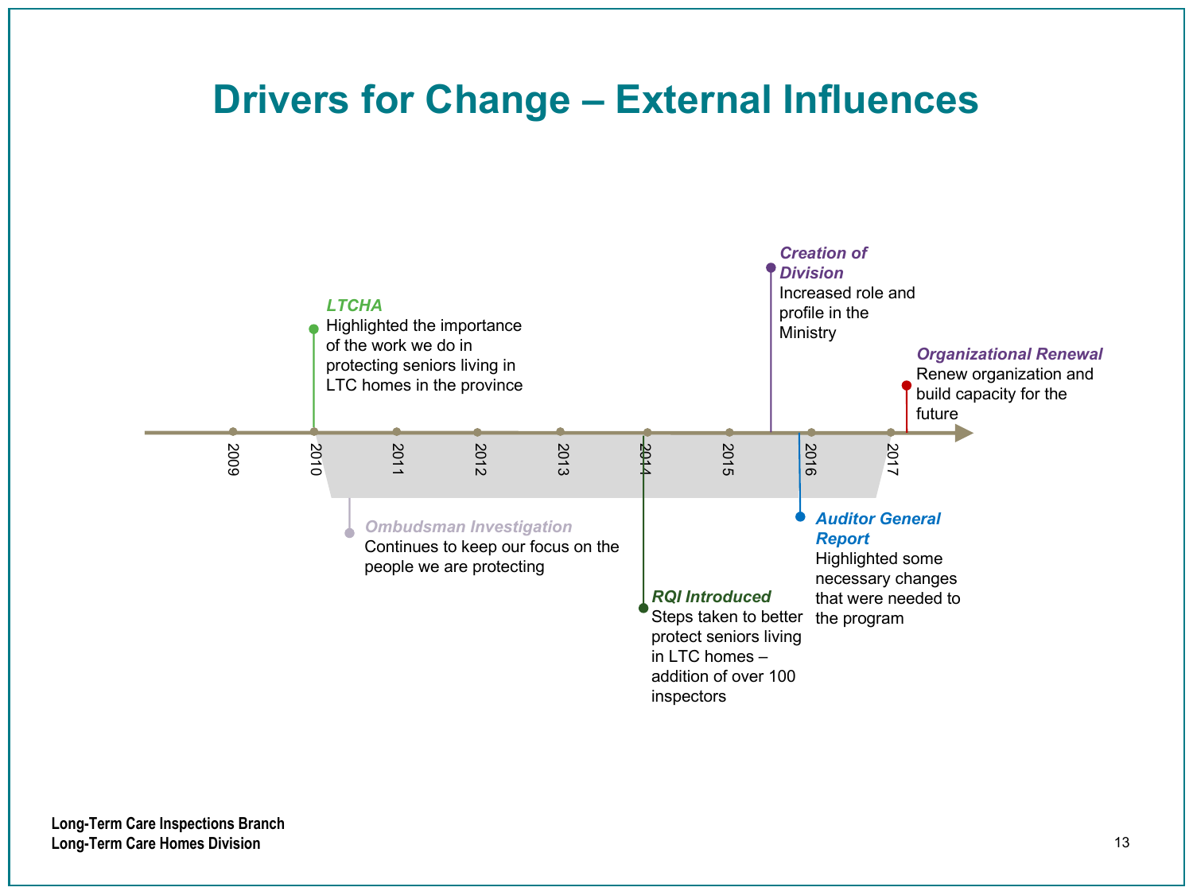# Drivers for Change – External Influences

Timeline: 2009 – 2010 – 2011 – 2012 – 2013 – 2014 – 2015 – 2016 – 2017

***LTCHA***
Highlighted the importance of the work we do in protecting seniors living in LTC homes in the province

***Ombudsman Investigation***
Continues to keep our focus on the people we are protecting

***RQI Introduced***
Steps taken to better protect seniors living in LTC homes – addition of over 100 inspectors

***Creation of Division***
Increased role and profile in the Ministry

***Auditor General Report***
Highlighted some necessary changes that were needed to the program

***Organizational Renewal***
Renew organization and build capacity for the future

Long-Term Care Inspections Branch
Long-Term Care Homes Division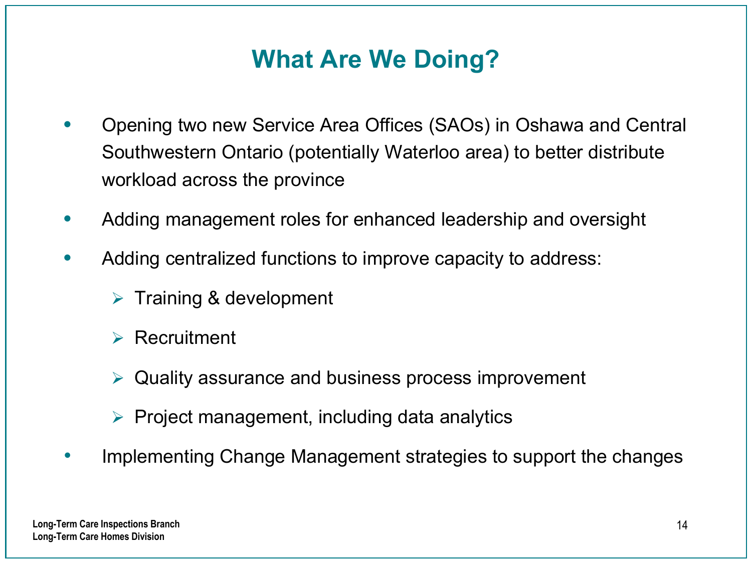# What Are We Doing?

- Opening two new Service Area Offices (SAOs) in Oshawa and Central Southwestern Ontario (potentially Waterloo area) to better distribute workload across the province
- Adding management roles for enhanced leadership and oversight
- Adding centralized functions to improve capacity to address:
  - Training & development
  - Recruitment
  - Quality assurance and business process improvement
  - Project management, including data analytics
- Implementing Change Management strategies to support the changes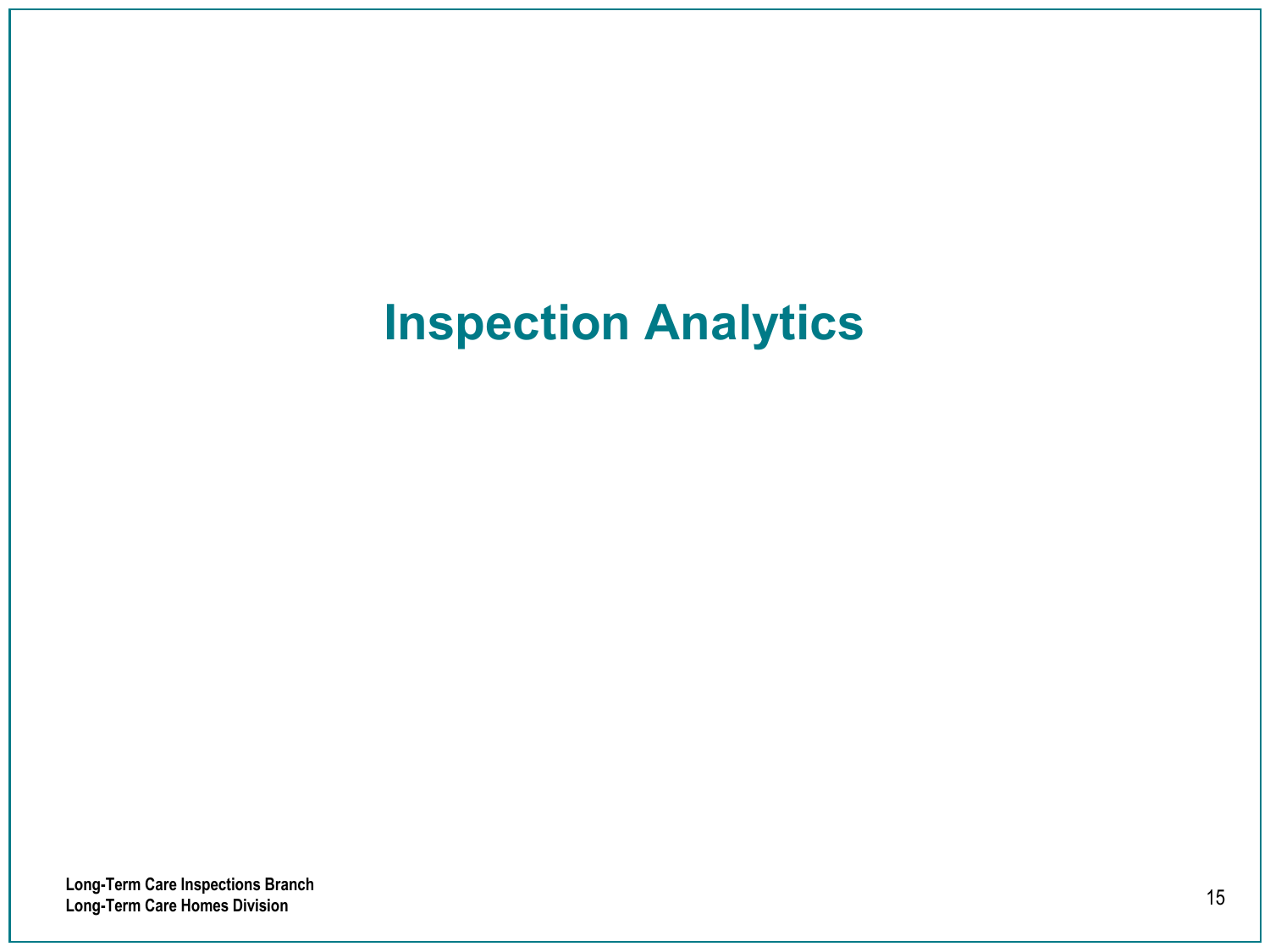# Inspection Analytics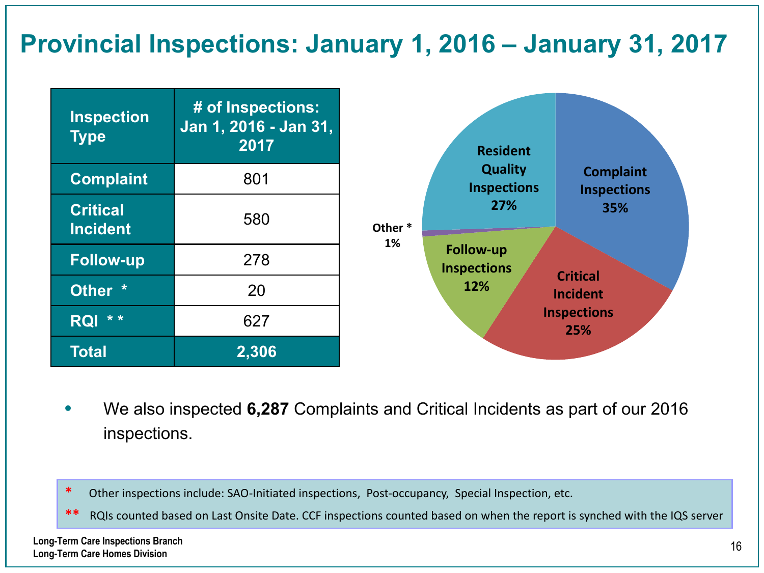# Provincial Inspections: January 1, 2016 – January 31, 2017

| Inspection Type | # of Inspections: Jan 1, 2016 - Jan 31, 2017 |
|---|---|
| Complaint | 801 |
| Critical Incident | 580 |
| Follow-up | 278 |
| Other * | 20 |
| RQI ** | 627 |
| **Total** | **2,306** |

- Complaint Inspections 35%
- Critical Incident Inspections 25%
- Follow-up Inspections 12%
- Other * 1%
- Resident Quality Inspections 27%

- We also inspected **6,287** Complaints and Critical Incidents as part of our 2016 inspections.

\* Other inspections include: SAO-Initiated inspections, Post-occupancy, Special Inspection, etc.

\*\* RQIs counted based on Last Onsite Date. CCF inspections counted based on when the report is synched with the IQS server

Long-Term Care Inspections Branch
Long-Term Care Homes Division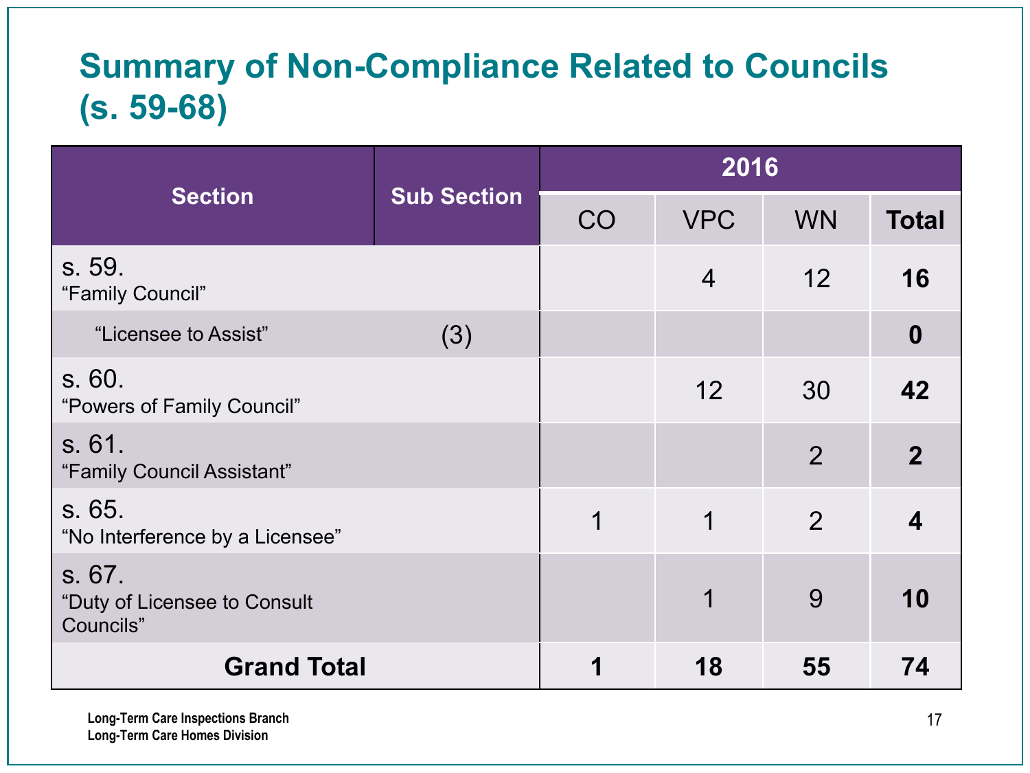# Summary of Non-Compliance Related to Councils (s. 59-68)

| Section | Sub Section | 2016 | | | |
|---|---|---|---|---|---|
| | | CO | VPC | WN | **Total** |
| s. 59. "Family Council" | | | 4 | 12 | **16** |
| "Licensee to Assist" | (3) | | | | **0** |
| s. 60. "Powers of Family Council" | | | 12 | 30 | **42** |
| s. 61. "Family Council Assistant" | | | | 2 | **2** |
| s. 65. "No Interference by a Licensee" | | 1 | 1 | 2 | **4** |
| s. 67. "Duty of Licensee to Consult Councils" | | | 1 | 9 | **10** |
| **Grand Total** | | **1** | **18** | **55** | **74** |

**Long-Term Care Inspections Branch**
**Long-Term Care Homes Division**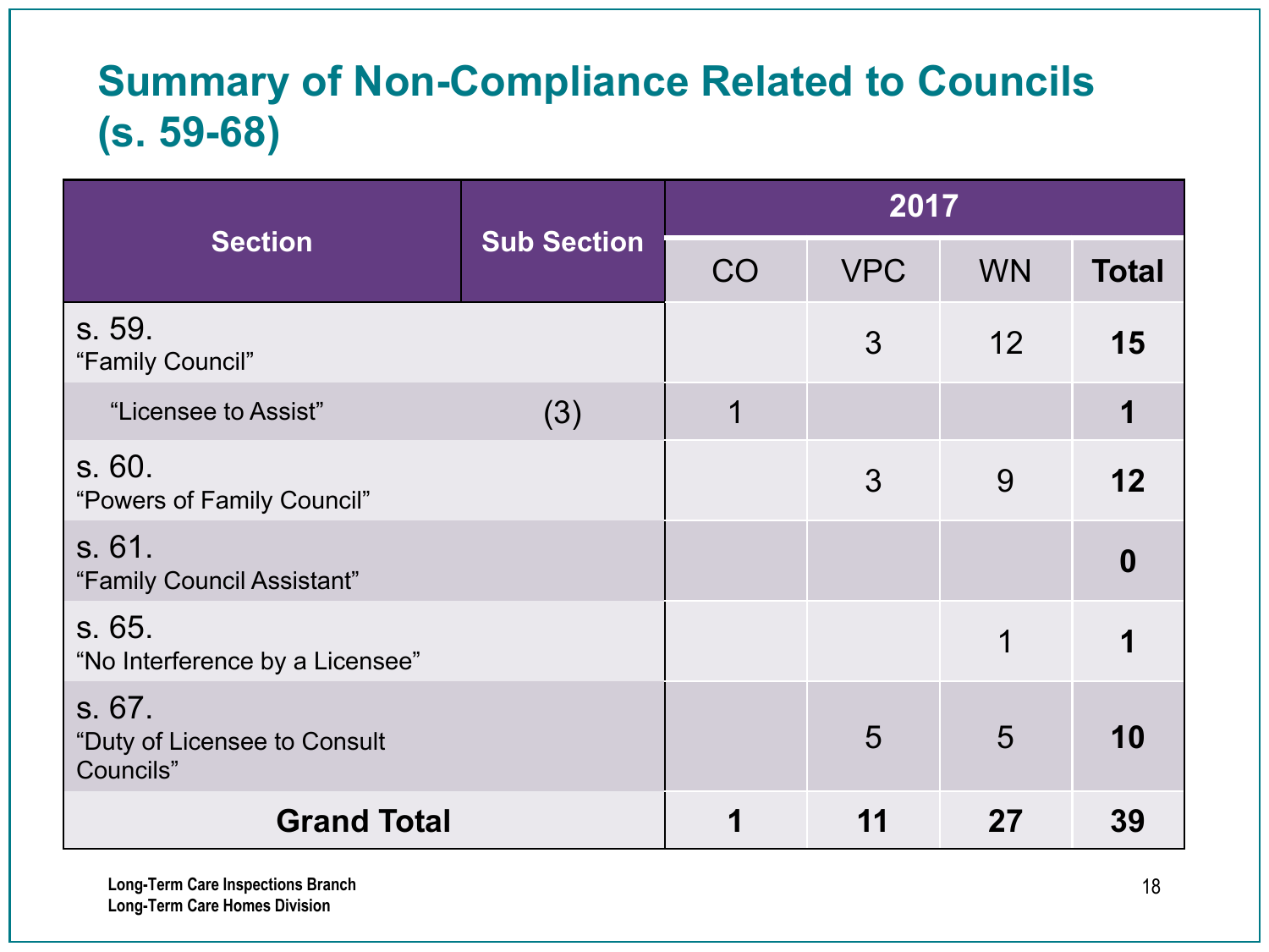# Summary of Non-Compliance Related to Councils (s. 59-68)

| Section | Sub Section | 2017 | | | |
|---|---|---|---|---|---|
| | | CO | VPC | WN | **Total** |
| s. 59. "Family Council" | | | 3 | 12 | **15** |
| "Licensee to Assist" | (3) | 1 | | | **1** |
| s. 60. "Powers of Family Council" | | | 3 | 9 | **12** |
| s. 61. "Family Council Assistant" | | | | | **0** |
| s. 65. "No Interference by a Licensee" | | | | 1 | **1** |
| s. 67. "Duty of Licensee to Consult Councils" | | | 5 | 5 | **10** |
| **Grand Total** | | **1** | **11** | **27** | **39** |

Long-Term Care Inspections Branch
Long-Term Care Homes Division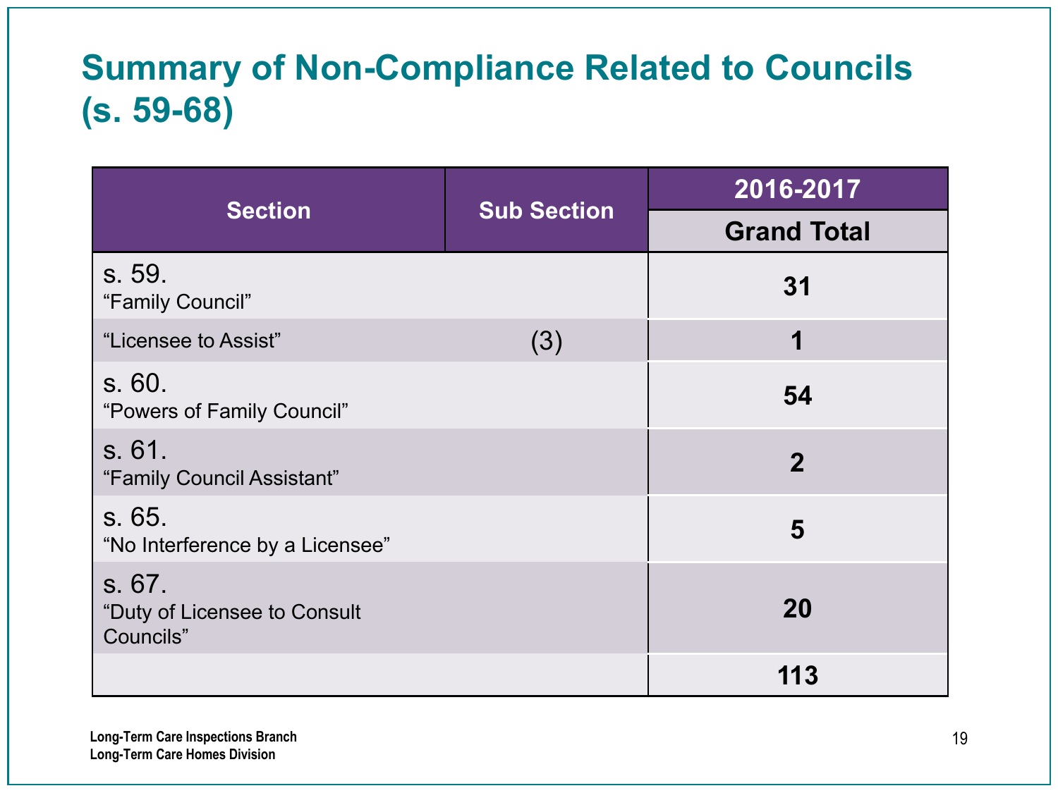# Summary of Non-Compliance Related to Councils (s. 59-68)

| Section | Sub Section | 2016-2017 |
|---|---|---|
| | | **Grand Total** |
| s. 59. "Family Council" | | **31** |
| "Licensee to Assist" | (3) | **1** |
| s. 60. "Powers of Family Council" | | **54** |
| s. 61. "Family Council Assistant" | | **2** |
| s. 65. "No Interference by a Licensee" | | **5** |
| s. 67. "Duty of Licensee to Consult Councils" | | **20** |
| | | **113** |

**Long-Term Care Inspections Branch**
**Long-Term Care Homes Division**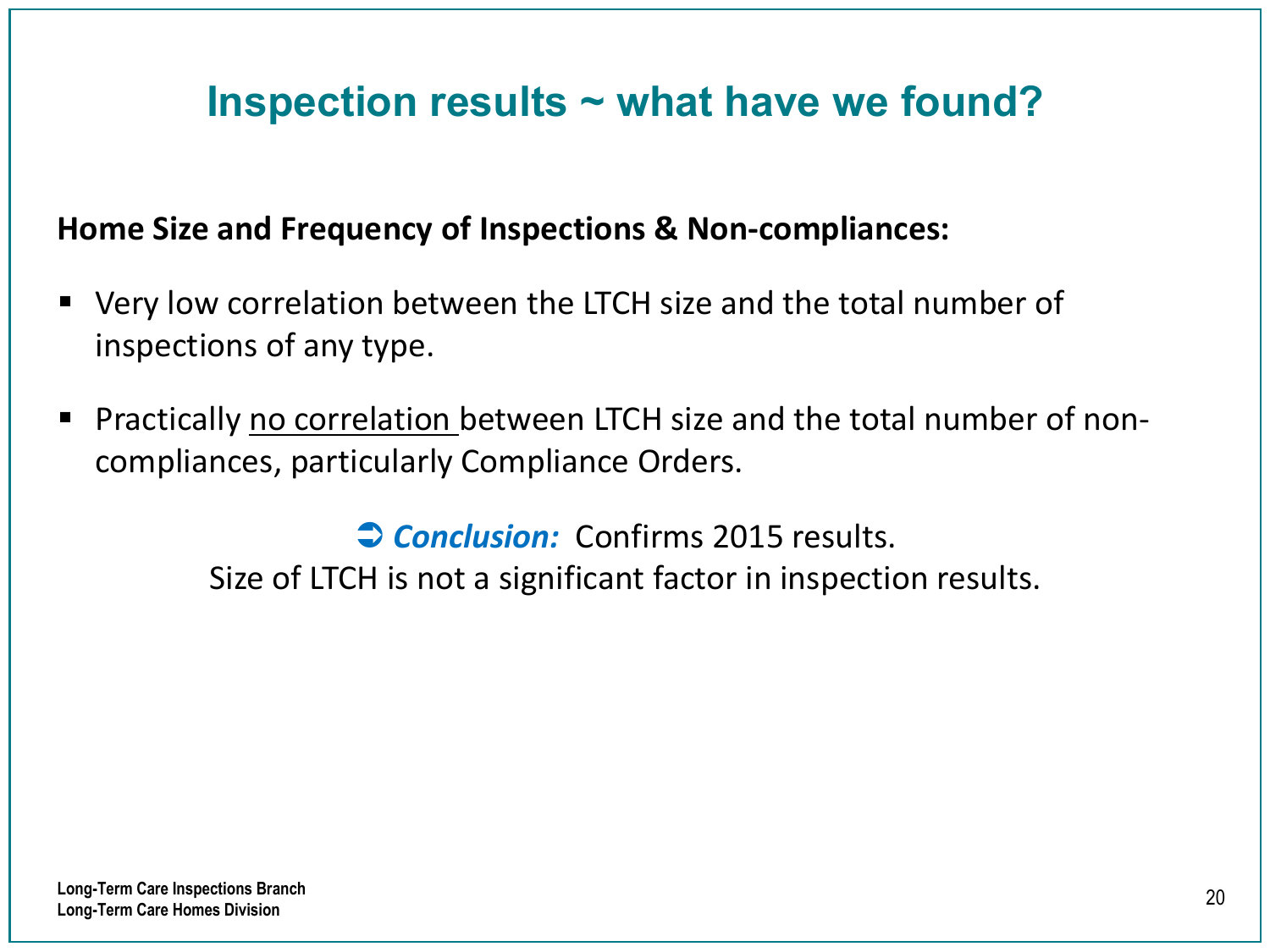# Inspection results ~ what have we found?

**Home Size and Frequency of Inspections & Non-compliances:**

- Very low correlation between the LTCH size and the total number of inspections of any type.
- Practically <u>no correlation</u> between LTCH size and the total number of non-compliances, particularly Compliance Orders.

➲ ***Conclusion:*** Confirms 2015 results.
Size of LTCH is not a significant factor in inspection results.

**Long-Term Care Inspections Branch**
**Long-Term Care Homes Division**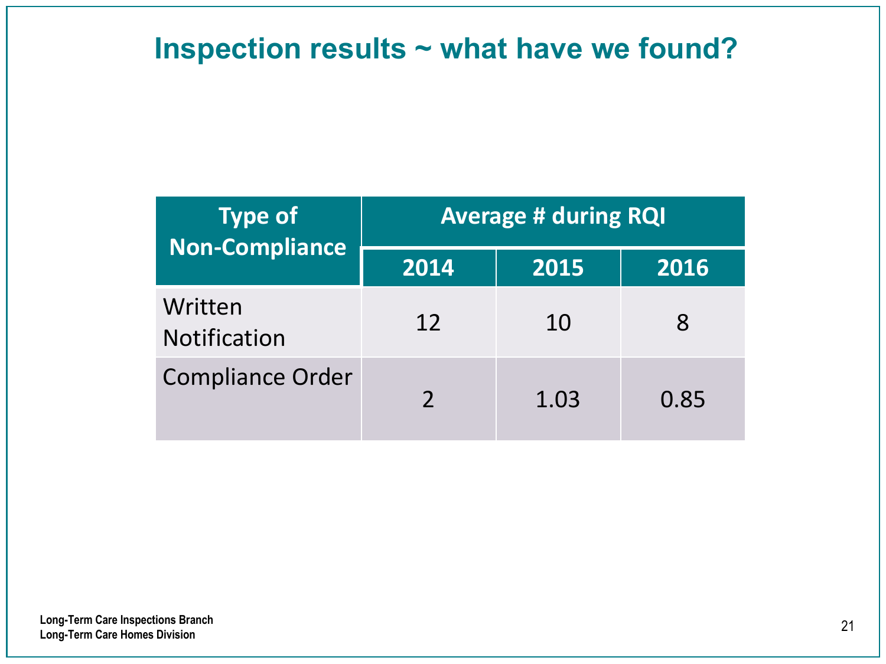# Inspection results ~ what have we found?

| Type of Non-Compliance | Average # during RQI | | |
|---|---|---|---|
| | 2014 | 2015 | 2016 |
| Written Notification | 12 | 10 | 8 |
| Compliance Order | 2 | 1.03 | 0.85 |

Long-Term Care Inspections Branch
Long-Term Care Homes Division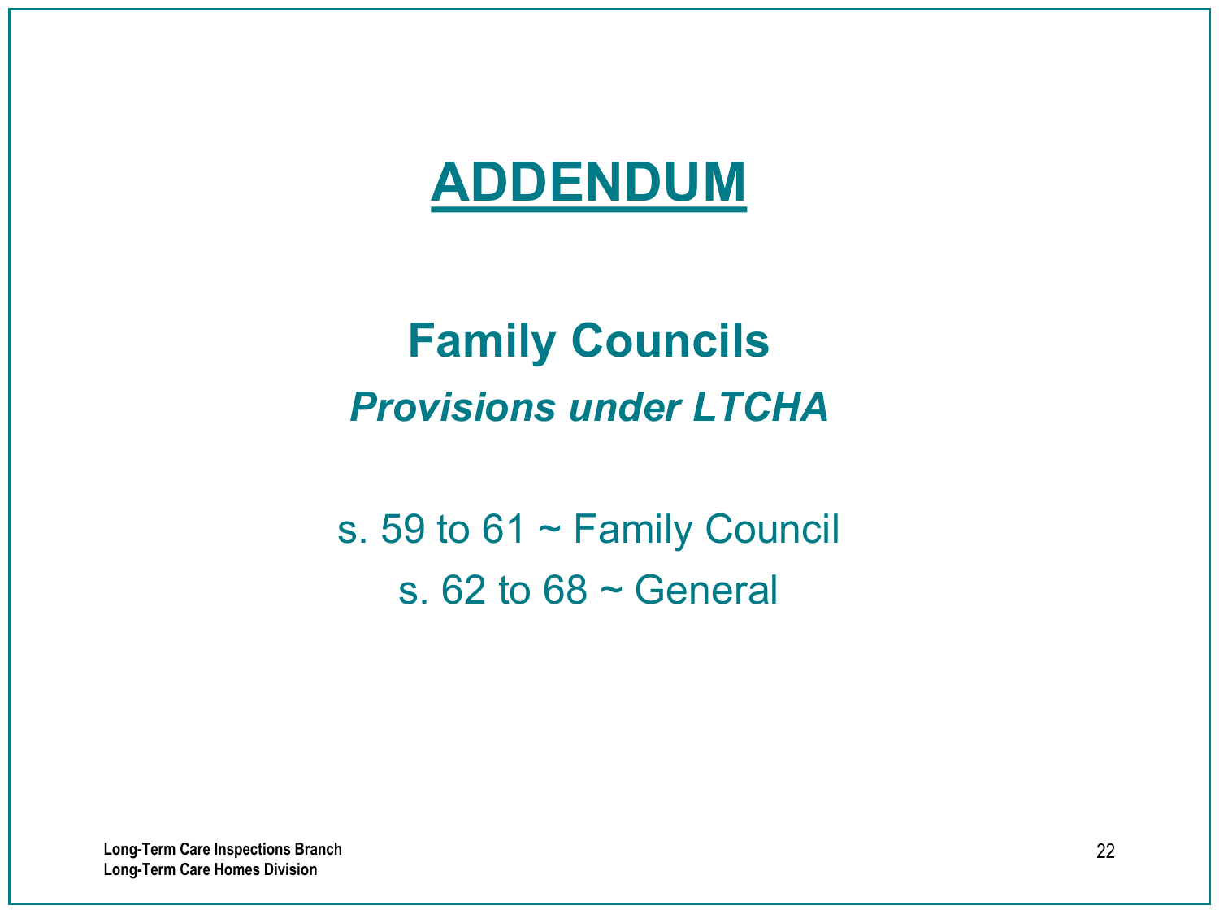# ADDENDUM

## Family Councils

### *Provisions under LTCHA*

s. 59 to 61 ~ Family Council

s. 62 to 68 ~ General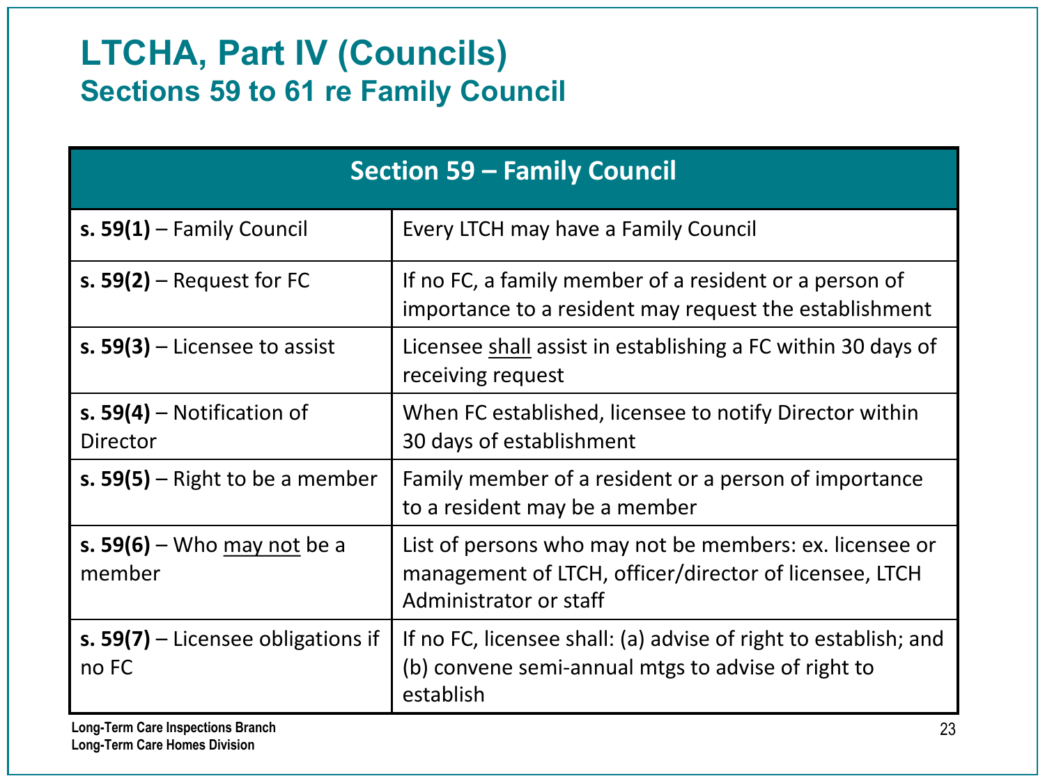# LTCHA, Part IV (Councils)

## Sections 59 to 61 re Family Council

| Section 59 – Family Council | |
|---|---|
| **s. 59(1)** – Family Council | Every LTCH may have a Family Council |
| **s. 59(2)** – Request for FC | If no FC, a family member of a resident or a person of importance to a resident may request the establishment |
| **s. 59(3)** – Licensee to assist | Licensee <u>shall</u> assist in establishing a FC within 30 days of receiving request |
| **s. 59(4)** – Notification of Director | When FC established, licensee to notify Director within 30 days of establishment |
| **s. 59(5)** – Right to be a member | Family member of a resident or a person of importance to a resident may be a member |
| **s. 59(6)** – Who <u>may not</u> be a member | List of persons who may not be members: ex. licensee or management of LTCH, officer/director of licensee, LTCH Administrator or staff |
| **s. 59(7)** – Licensee obligations if no FC | If no FC, licensee shall: (a) advise of right to establish; and (b) convene semi-annual mtgs to advise of right to establish |

Long-Term Care Inspections Branch
Long-Term Care Homes Division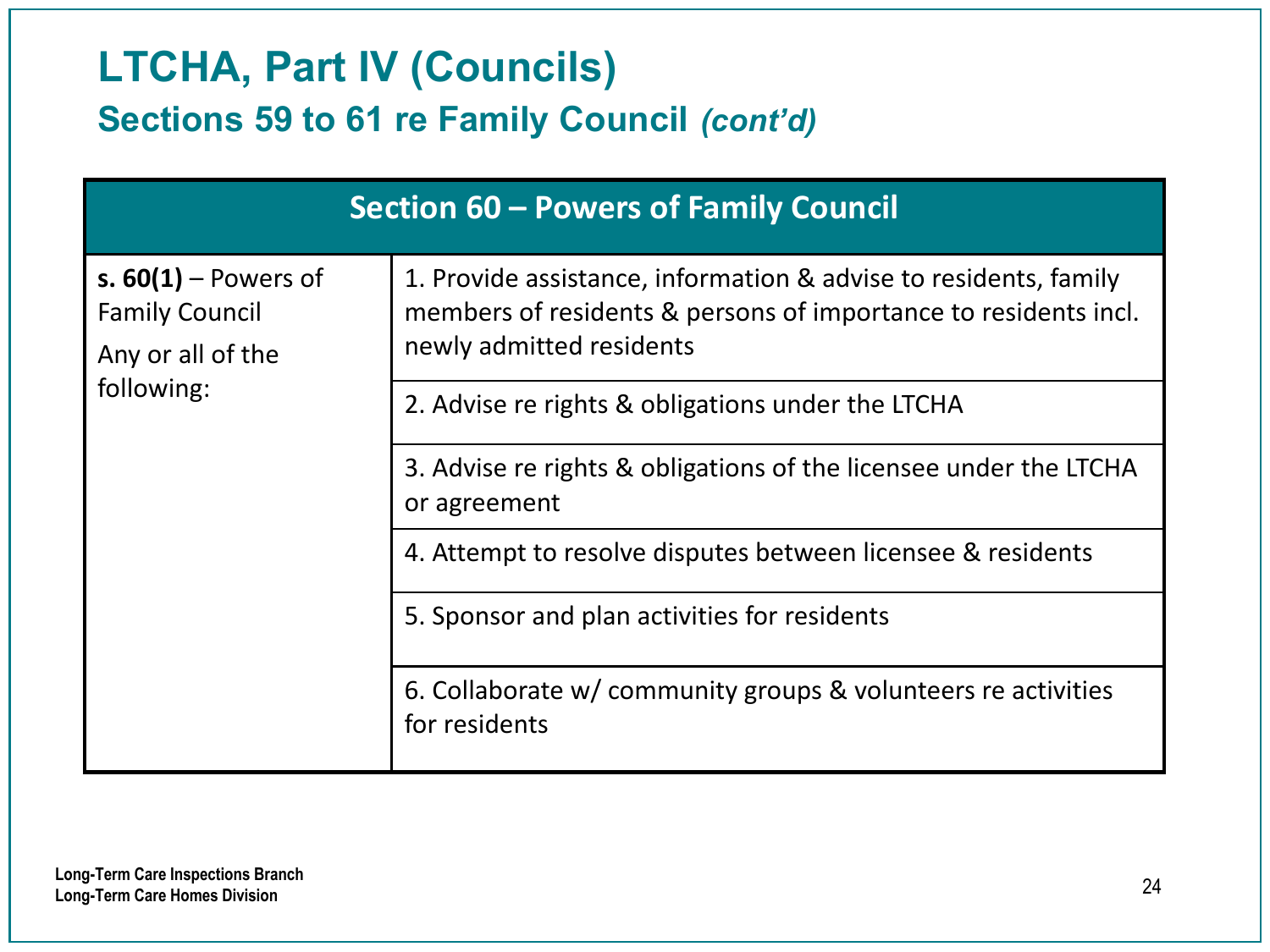# LTCHA, Part IV (Councils)

## Sections 59 to 61 re Family Council *(cont'd)*

| Section 60 – Powers of Family Council | |
|---|---|
| **s. 60(1)** – Powers of Family Council<br>Any or all of the following: | 1. Provide assistance, information & advise to residents, family members of residents & persons of importance to residents incl. newly admitted residents |
| | 2. Advise re rights & obligations under the LTCHA |
| | 3. Advise re rights & obligations of the licensee under the LTCHA or agreement |
| | 4. Attempt to resolve disputes between licensee & residents |
| | 5. Sponsor and plan activities for residents |
| | 6. Collaborate w/ community groups & volunteers re activities for residents |

Long-Term Care Inspections Branch
Long-Term Care Homes Division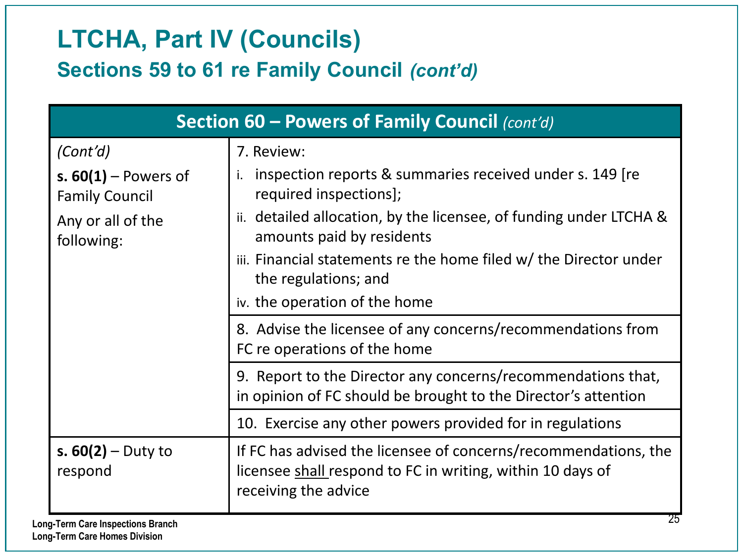# LTCHA, Part IV (Councils)

## Sections 59 to 61 re Family Council *(cont'd)*

| **Section 60 – Powers of Family Council** *(cont'd)* | |
|---|---|
| *(Cont'd)*<br>**s. 60(1)** – Powers of Family Council<br>Any or all of the following: | 7. Review:<br>i. inspection reports & summaries received under s. 149 [re required inspections];<br>ii. detailed allocation, by the licensee, of funding under LTCHA & amounts paid by residents<br>iii. Financial statements re the home filed w/ the Director under the regulations; and<br>iv. the operation of the home |
| | 8. Advise the licensee of any concerns/recommendations from FC re operations of the home |
| | 9. Report to the Director any concerns/recommendations that, in opinion of FC should be brought to the Director's attention |
| | 10. Exercise any other powers provided for in regulations |
| **s. 60(2)** – Duty to respond | If FC has advised the licensee of concerns/recommendations, the licensee <u>shall</u> respond to FC in writing, within 10 days of receiving the advice |

Long-Term Care Inspections Branch
Long-Term Care Homes Division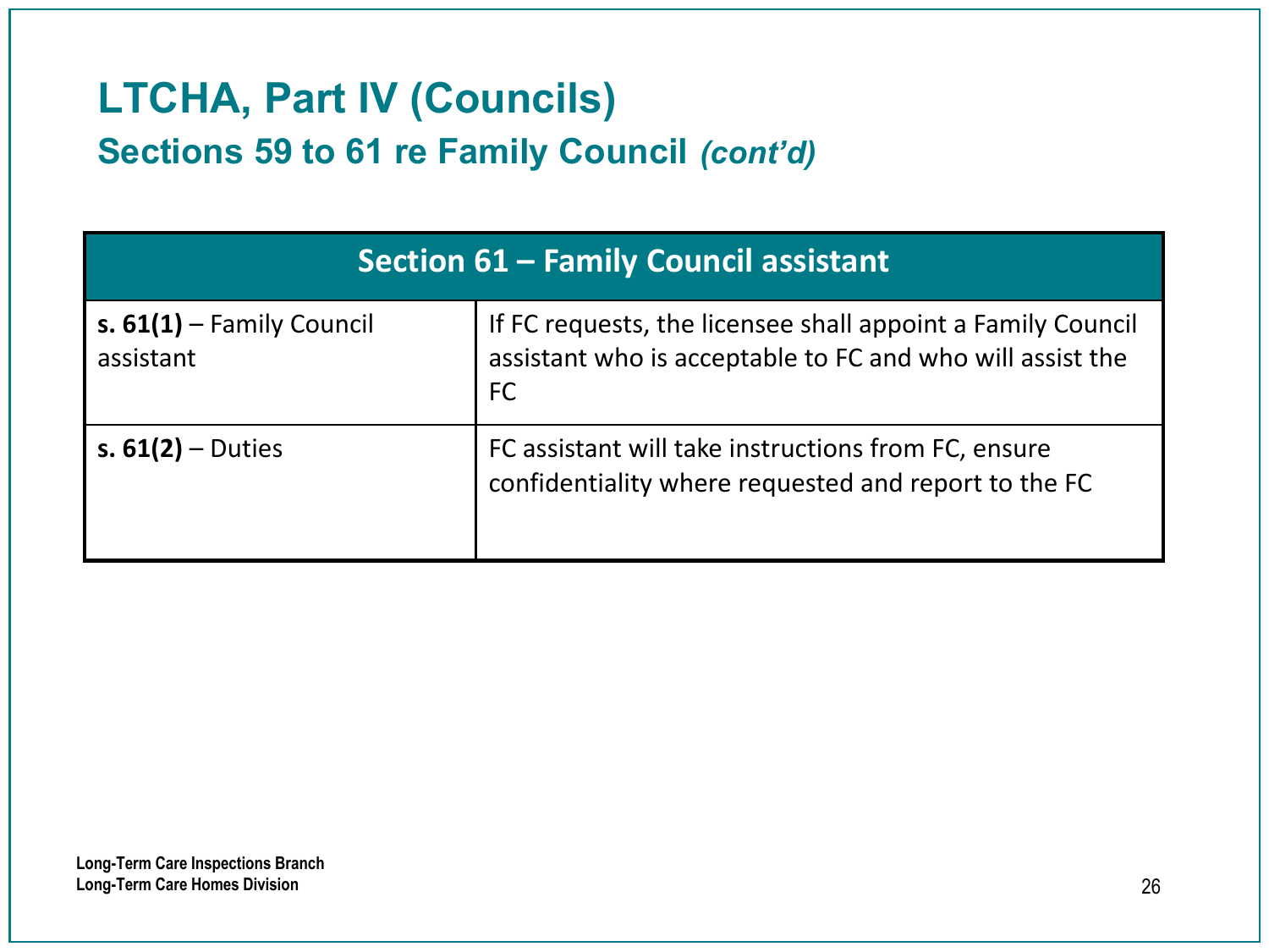# LTCHA, Part IV (Councils)

## Sections 59 to 61 re Family Council *(cont'd)*

| Section 61 – Family Council assistant | |
|---|---|
| **s. 61(1)** – Family Council assistant | If FC requests, the licensee shall appoint a Family Council assistant who is acceptable to FC and who will assist the FC |
| **s. 61(2)** – Duties | FC assistant will take instructions from FC, ensure confidentiality where requested and report to the FC |

**Long-Term Care Inspections Branch**
**Long-Term Care Homes Division**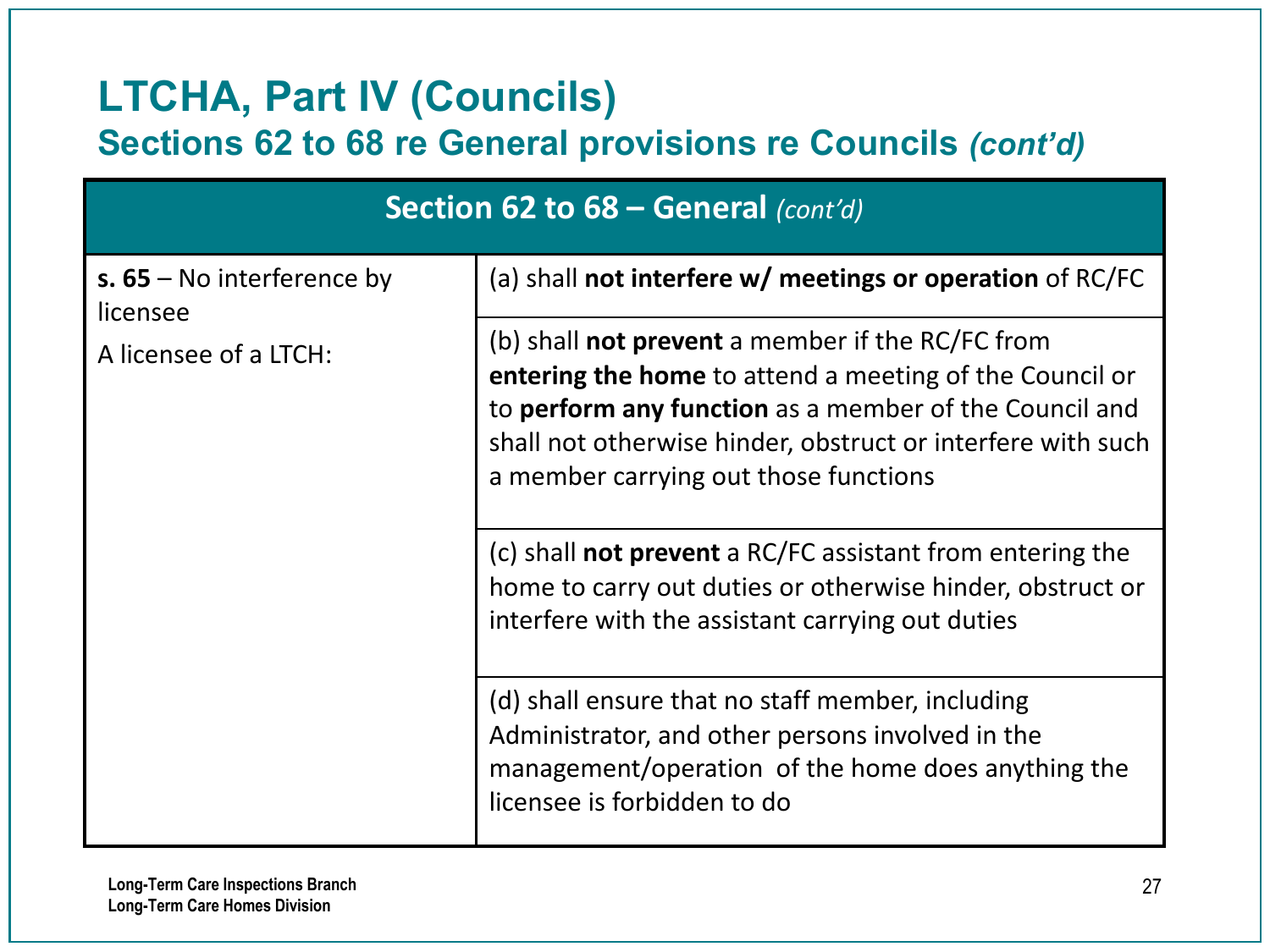# LTCHA, Part IV (Councils)

## Sections 62 to 68 re General provisions re Councils *(cont'd)*

| Section 62 to 68 – General *(cont'd)* | |
|---|---|
| **s. 65** – No interference by licensee<br><br>A licensee of a LTCH: | (a) shall **not interfere w/ meetings or operation** of RC/FC |
| | (b) shall **not prevent** a member if the RC/FC from **entering the home** to attend a meeting of the Council or to **perform any function** as a member of the Council and shall not otherwise hinder, obstruct or interfere with such a member carrying out those functions |
| | (c) shall **not prevent** a RC/FC assistant from entering the home to carry out duties or otherwise hinder, obstruct or interfere with the assistant carrying out duties |
| | (d) shall ensure that no staff member, including Administrator, and other persons involved in the management/operation of the home does anything the licensee is forbidden to do |

Long-Term Care Inspections Branch
Long-Term Care Homes Division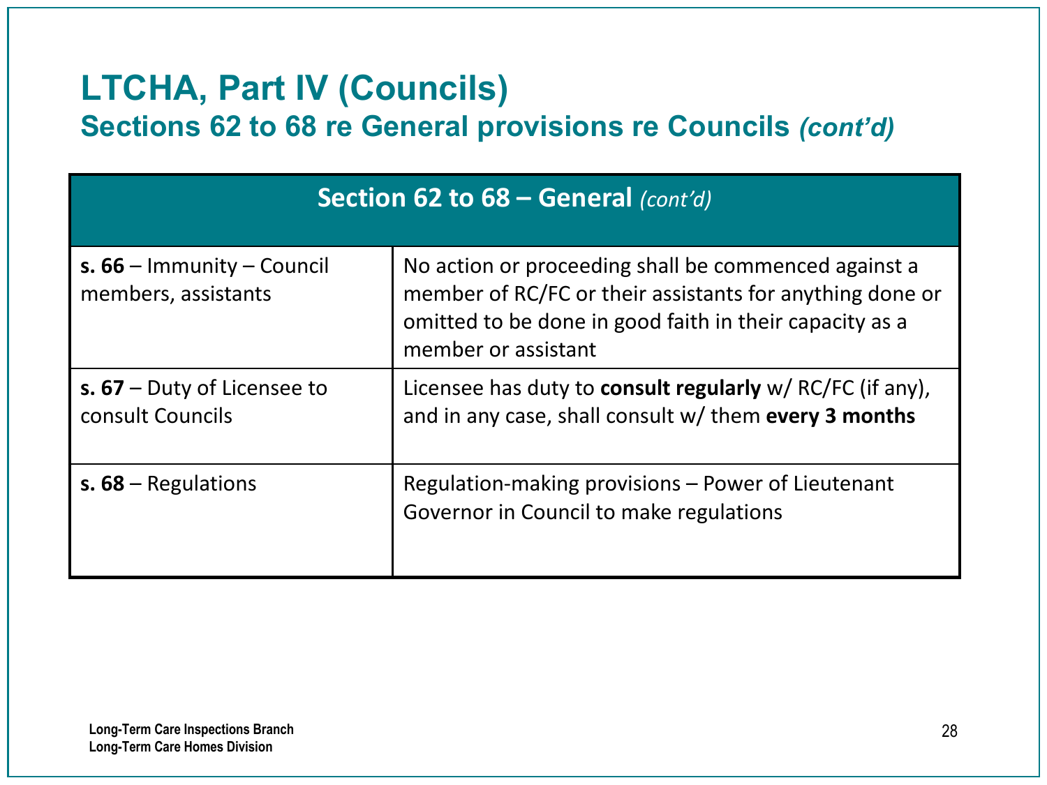# LTCHA, Part IV (Councils)

## Sections 62 to 68 re General provisions re Councils *(cont'd)*

| **Section 62 to 68 – General** *(cont'd)* | |
|---|---|
| **s. 66** – Immunity – Council members, assistants | No action or proceeding shall be commenced against a member of RC/FC or their assistants for anything done or omitted to be done in good faith in their capacity as a member or assistant |
| **s. 67** – Duty of Licensee to consult Councils | Licensee has duty to **consult regularly** w/ RC/FC (if any), and in any case, shall consult w/ them **every 3 months** |
| **s. 68** – Regulations | Regulation-making provisions – Power of Lieutenant Governor in Council to make regulations |

Long-Term Care Inspections Branch
Long-Term Care Homes Division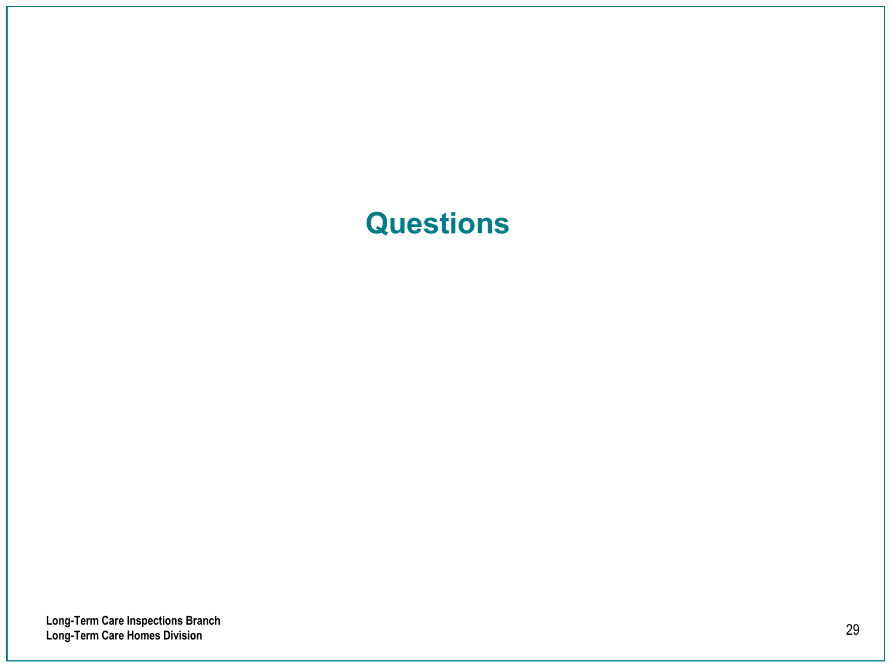# Questions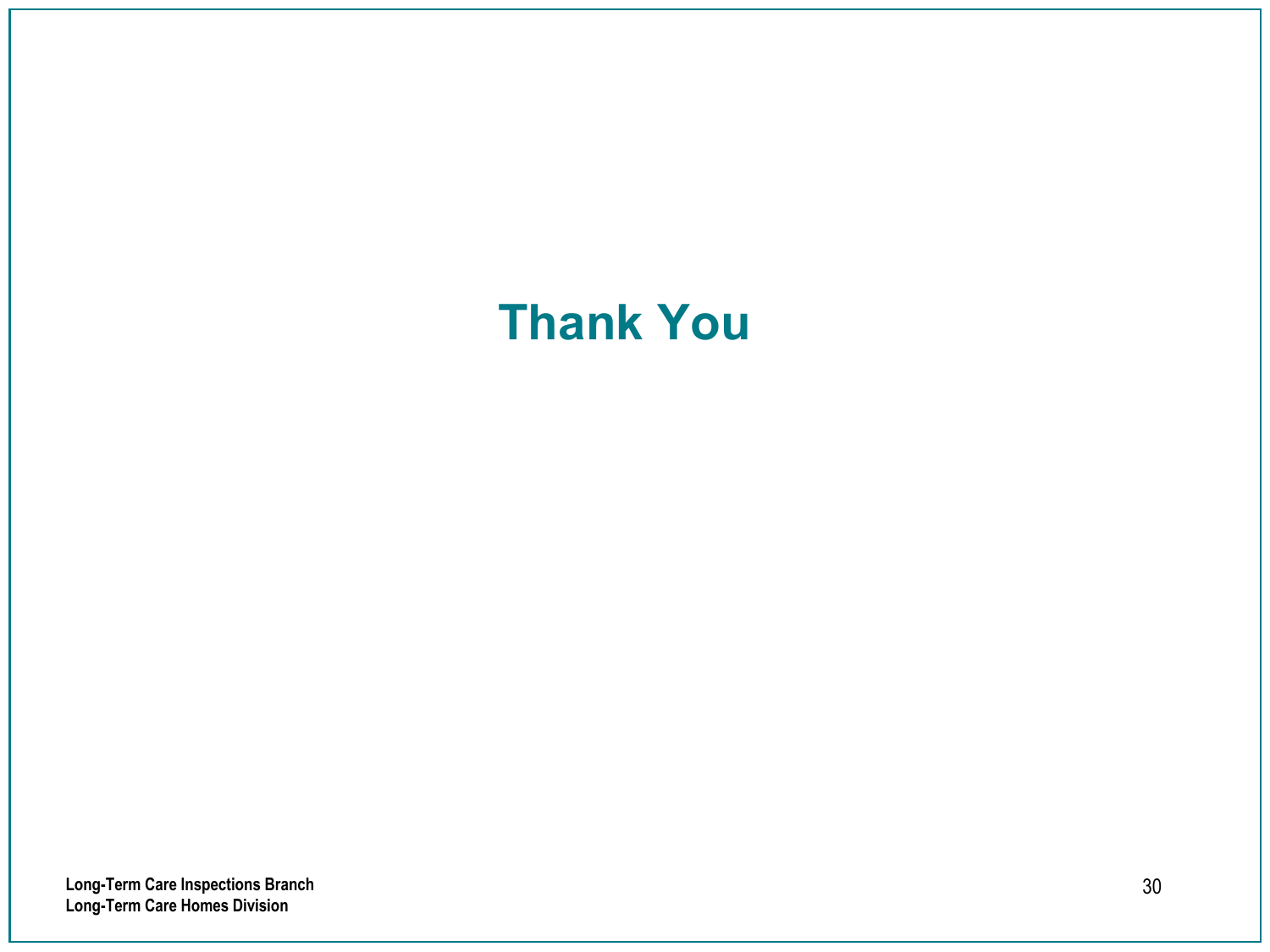# Thank You